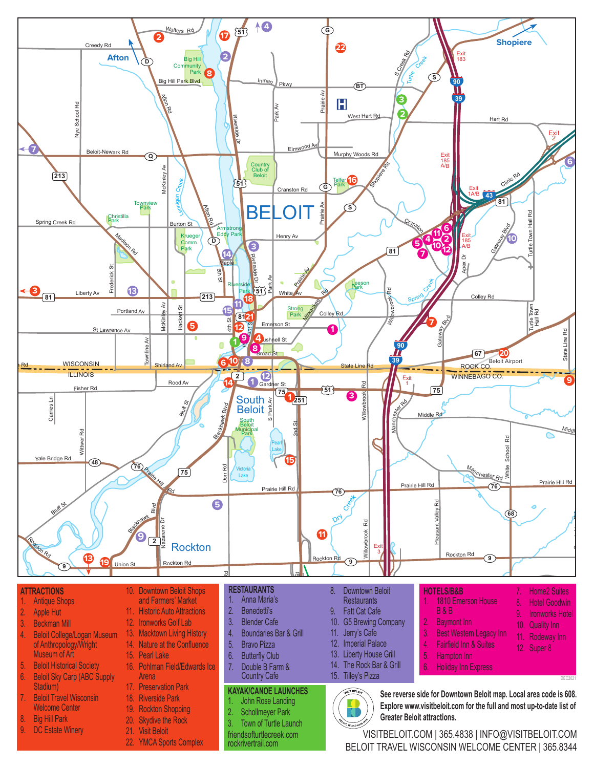## ATTRACTIONS

1. Antique Shops
2. Apple Hut
3. Beckman Mill
4. Beloit College/Logan Museum of Anthropology/Wright Museum of Art
5. Beloit Historical Society
6. Beloit Sky Carp (ABC Supply Stadium)
7. Beloit Travel Wisconsin Welcome Center
8. Big Hill Park
9. DC Estate Winery
10. Downtown Beloit Shops and Farmers' Market
11. Historic Auto Attractions
12. Ironworks Golf Lab
13. Macktown Living History
14. Nature at the Confluence
15. Pearl Lake
16. Pohlman Field/Edwards Ice Arena
17. Preservation Park
18. Riverside Park
19. Rockton Shopping
20. Skydive the Rock
21. Visit Beloit
22. YMCA Sports Complex

## RESTAURANTS

1. Anna Maria's
2. Benedetti's
3. Blender Cafe
4. Boundaries Bar & Grill
5. Bravo Pizza
6. Butterfly Club
7. Double B Farm & Country Cafe
8. Downtown Beloit Restaurants
9. Fatt Cat Cafe
10. G5 Brewing Company
11. Jerry's Cafe
12. Imperial Palace
13. Liberty House Grill
14. The Rock Bar & Grill
15. Tilley's Pizza

## HOTELS/B&B

1. 1810 Emerson House B & B
2. Baymont Inn
3. Best Western Legacy Inn
4. Fairfield Inn & Suites
5. Hampton Inn
6. Holiday Inn Express
7. Home2 Suites
8. Hotel Goodwin
9. Ironworks Hotel
10. Quality Inn
11. Rodeway Inn
12. Super 8

## KAYAK/CANOE LAUNCHES

1. John Rose Landing
2. Schollmeyer Park
3. Town of Turtle Launch

friendsofturtlecreek.com
rockrivertrail.com

**See reverse side for Downtown Beloit map. Local area code is 608. Explore www.visitbeloit.com for the full and most up-to-date list of Greater Beloit attractions.**

VISITBELOIT.COM | 365.4838 | INFO@VISITBELOIT.COM
BELOIT TRAVEL WISCONSIN WELCOME CENTER | 365.8344

DEC2021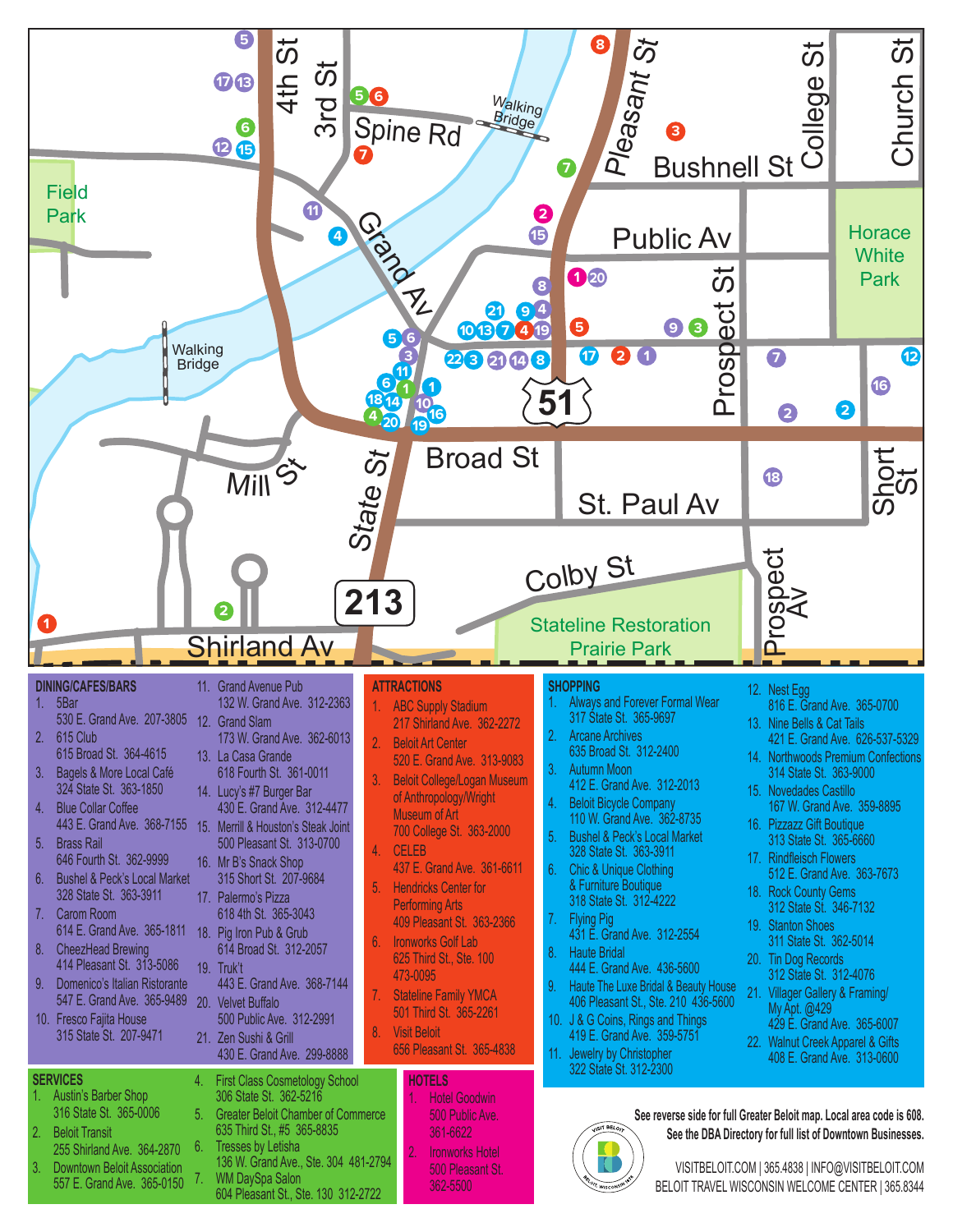Field Park

Walking Bridge

4th St

3rd St

Spine Rd

Walking Bridge

Pleasant St

Bushnell St

College St

Church St

Grand Av

Public Av

Horace White Park

Prospect St

51

Broad St

Mill St

State St

St. Paul Av

Short St

213

Colby St

Stateline Restoration Prairie Park

Prospect Av

Shirland Av

## DINING/CAFES/BARS

1. 5Bar
   530 E. Grand Ave. 207-3805
2. 615 Club
   615 Broad St. 364-4615
3. Bagels & More Local Café
   324 State St. 363-1850
4. Blue Collar Coffee
   443 E. Grand Ave. 368-7155
5. Brass Rail
   646 Fourth St. 362-9999
6. Bushel & Peck's Local Market
   328 State St. 363-3911
7. Carom Room
   614 E. Grand Ave. 365-1811
8. CheezHead Brewing
   414 Pleasant St. 313-5086
9. Domenico's Italian Ristorante
   547 E. Grand Ave. 365-9489
10. Fresco Fajita House
    315 State St. 207-9471
11. Grand Avenue Pub
    132 W. Grand Ave. 312-2363
12. Grand Slam
    173 W. Grand Ave. 362-6013
13. La Casa Grande
    618 Fourth St. 361-0011
14. Lucy's #7 Burger Bar
    430 E. Grand Ave. 312-4477
15. Merrill & Houston's Steak Joint
    500 Pleasant St. 313-0700
16. Mr B's Snack Shop
    315 Short St. 207-9684
17. Palermo's Pizza
    618 4th St. 365-3043
18. Pig Iron Pub & Grub
    614 Broad St. 312-2057
19. Truk't
    443 E. Grand Ave. 368-7144
20. Velvet Buffalo
    500 Public Ave. 312-2991
21. Zen Sushi & Grill
    430 E. Grand Ave. 299-8888

## ATTRACTIONS

1. ABC Supply Stadium
   217 Shirland Ave. 362-2272
2. Beloit Art Center
   520 E. Grand Ave. 313-9083
3. Beloit College/Logan Museum of Anthropology/Wright Museum of Art
   700 College St. 363-2000
4. CELEB
   437 E. Grand Ave. 361-6611
5. Hendricks Center for Performing Arts
   409 Pleasant St. 363-2366
6. Ironworks Golf Lab
   625 Third St., Ste. 100
   473-0095
7. Stateline Family YMCA
   501 Third St. 365-2261
8. Visit Beloit
   656 Pleasant St. 365-4838

## SHOPPING

1. Always and Forever Formal Wear
   317 State St. 365-9697
2. Arcane Archives
   635 Broad St. 312-2400
3. Autumn Moon
   412 E. Grand Ave. 312-2013
4. Beloit Bicycle Company
   110 W. Grand Ave. 362-8735
5. Bushel & Peck's Local Market
   328 State St. 363-3911
6. Chic & Unique Clothing & Furniture Boutique
   318 State St. 312-4222
7. Flying Pig
   431 E. Grand Ave. 312-2554
8. Haute Bridal
   444 E. Grand Ave. 436-5600
9. Haute The Luxe Bridal & Beauty House
   406 Pleasant St., Ste. 210 436-5600
10. J & G Coins, Rings and Things
    419 E. Grand Ave. 359-5751
11. Jewelry by Christopher
    322 State St. 312-2300
12. Nest Egg
    816 E. Grand Ave. 365-0700
13. Nine Bells & Cat Tails
    421 E. Grand Ave. 626-537-5329
14. Northwoods Premium Confections
    314 State St. 363-9000
15. Novedades Castillo
    167 W. Grand Ave. 359-8895
16. Pizzazz Gift Boutique
    313 State St. 365-6660
17. Rindfleisch Flowers
    512 E. Grand Ave. 363-7673
18. Rock County Gems
    312 State St. 346-7132
19. Stanton Shoes
    311 State St. 362-5014
20. Tin Dog Records
    312 State St. 312-4076
21. Villager Gallery & Framing/ My Apt. @429
    429 E. Grand Ave. 365-6007
22. Walnut Creek Apparel & Gifts
    408 E. Grand Ave. 313-0600

## SERVICES

1. Austin's Barber Shop
   316 State St. 365-0006
2. Beloit Transit
   255 Shirland Ave. 364-2870
3. Downtown Beloit Association
   557 E. Grand Ave. 365-0150
4. First Class Cosmetology School
   306 State St. 362-5216
5. Greater Beloit Chamber of Commerce
   635 Third St., #5 365-8835
6. Tresses by Letisha
   136 W. Grand Ave., Ste. 304 481-2794
7. WM DaySpa Salon
   604 Pleasant St., Ste. 130 312-2722

## HOTELS

1. Hotel Goodwin
   500 Public Ave.
   361-6622
2. Ironworks Hotel
   500 Pleasant St.
   362-5500

**See reverse side for full Greater Beloit map. Local area code is 608.**
**See the DBA Directory for full list of Downtown Businesses.**

VISIT BELOIT · BELOIT, WISCONSIN USA

VISITBELOIT.COM | 365.4838 | INFO@VISITBELOIT.COM
BELOIT TRAVEL WISCONSIN WELCOME CENTER | 365.8344